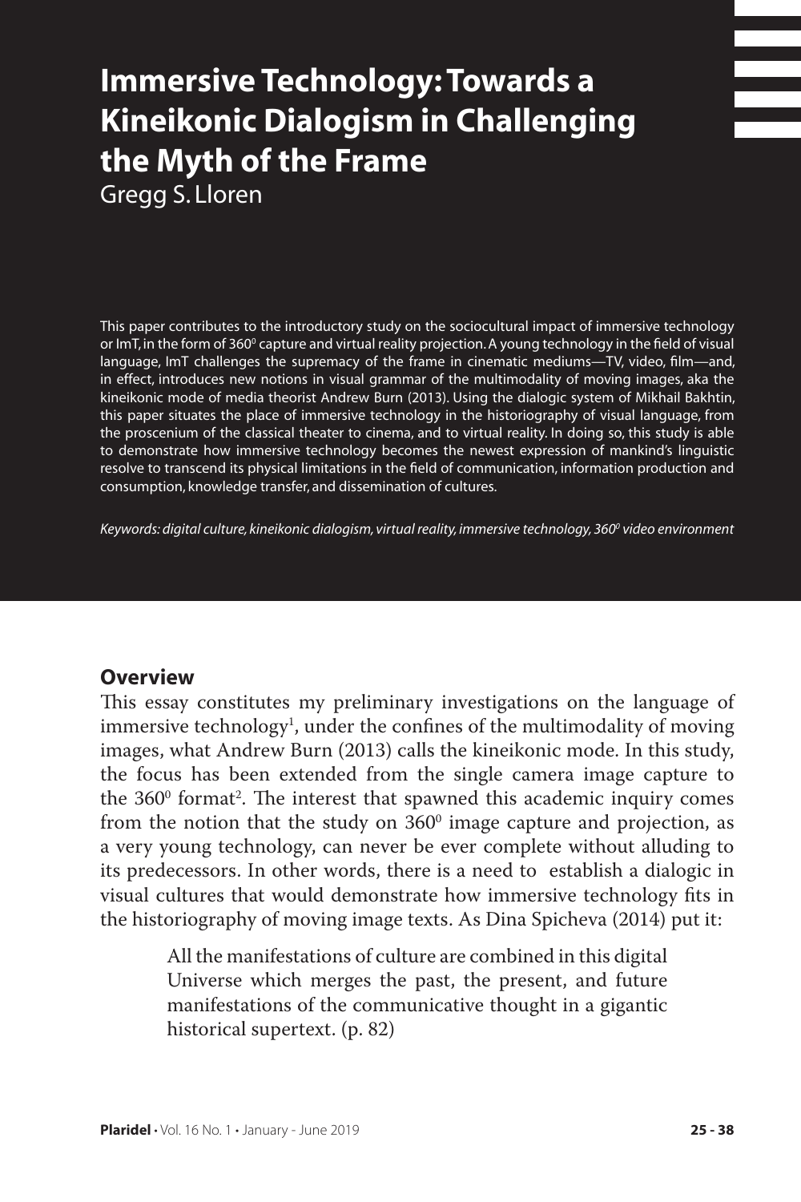# Immersive Technology: Towards a Kineikonic Dialogism in Challenging the Myth of the Frame

Gregg S. Lloren

This paper contributes to the introductory study on the sociocultural impact of immersive technology or ImT, in the form of $360^0$ capture and virtual reality projection. A young technology in the field of visual language, ImT challenges the supremacy of the frame in cinematic mediums—TV, video, film—and, in effect, introduces new notions in visual grammar of the multimodality of moving images, aka the kineikonic mode of media theorist Andrew Burn (2013). Using the dialogic system of Mikhail Bakhtin, this paper situates the place of immersive technology in the historiography of visual language, from the proscenium of the classical theater to cinema, and to virtual reality. In doing so, this study is able to demonstrate how immersive technology becomes the newest expression of mankind's linguistic resolve to transcend its physical limitations in the field of communication, information production and consumption, knowledge transfer, and dissemination of cultures.

*Keywords: digital culture, kineikonic dialogism, virtual reality, immersive technology, $360^0$ video environment*

## Overview

This essay constitutes my preliminary investigations on the language of immersive technology[1], under the confines of the multimodality of moving images, what Andrew Burn (2013) calls the kineikonic mode. In this study, the focus has been extended from the single camera image capture to the $360^0$ format[2]. The interest that spawned this academic inquiry comes from the notion that the study on $360^0$ image capture and projection, as a very young technology, can never be ever complete without alluding to its predecessors. In other words, there is a need to establish a dialogic in visual cultures that would demonstrate how immersive technology fits in the historiography of moving image texts. As Dina Spicheva (2014) put it:

> All the manifestations of culture are combined in this digital Universe which merges the past, the present, and future manifestations of the communicative thought in a gigantic historical supertext. (p. 82)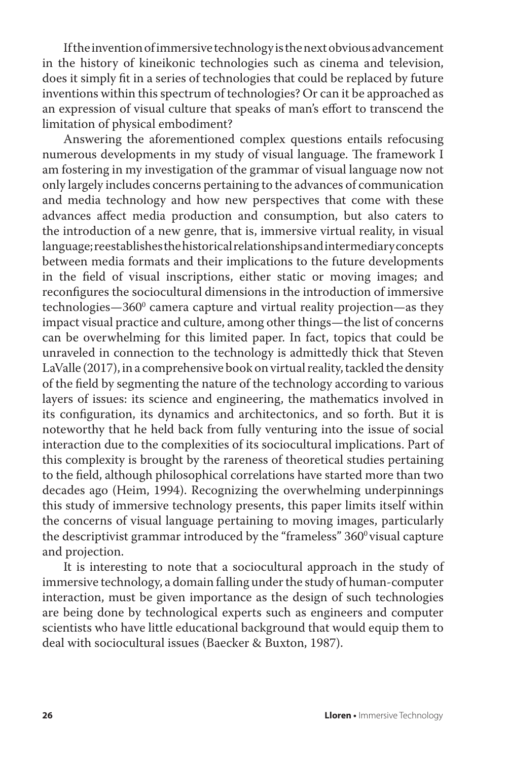If the invention of immersive technology is the next obvious advancement in the history of kineikonic technologies such as cinema and television, does it simply fit in a series of technologies that could be replaced by future inventions within this spectrum of technologies? Or can it be approached as an expression of visual culture that speaks of man's effort to transcend the limitation of physical embodiment?

Answering the aforementioned complex questions entails refocusing numerous developments in my study of visual language. The framework I am fostering in my investigation of the grammar of visual language now not only largely includes concerns pertaining to the advances of communication and media technology and how new perspectives that come with these advances affect media production and consumption, but also caters to the introduction of a new genre, that is, immersive virtual reality, in visual language; reestablishes the historical relationships and intermediary concepts between media formats and their implications to the future developments in the field of visual inscriptions, either static or moving images; and reconfigures the sociocultural dimensions in the introduction of immersive technologies—$360^0$ camera capture and virtual reality projection—as they impact visual practice and culture, among other things—the list of concerns can be overwhelming for this limited paper. In fact, topics that could be unraveled in connection to the technology is admittedly thick that Steven LaValle (2017), in a comprehensive book on virtual reality, tackled the density of the field by segmenting the nature of the technology according to various layers of issues: its science and engineering, the mathematics involved in its configuration, its dynamics and architectonics, and so forth. But it is noteworthy that he held back from fully venturing into the issue of social interaction due to the complexities of its sociocultural implications. Part of this complexity is brought by the rareness of theoretical studies pertaining to the field, although philosophical correlations have started more than two decades ago (Heim, 1994). Recognizing the overwhelming underpinnings this study of immersive technology presents, this paper limits itself within the concerns of visual language pertaining to moving images, particularly the descriptivist grammar introduced by the "frameless" $360^0$ visual capture and projection.

It is interesting to note that a sociocultural approach in the study of immersive technology, a domain falling under the study of human-computer interaction, must be given importance as the design of such technologies are being done by technological experts such as engineers and computer scientists who have little educational background that would equip them to deal with sociocultural issues (Baecker & Buxton, 1987).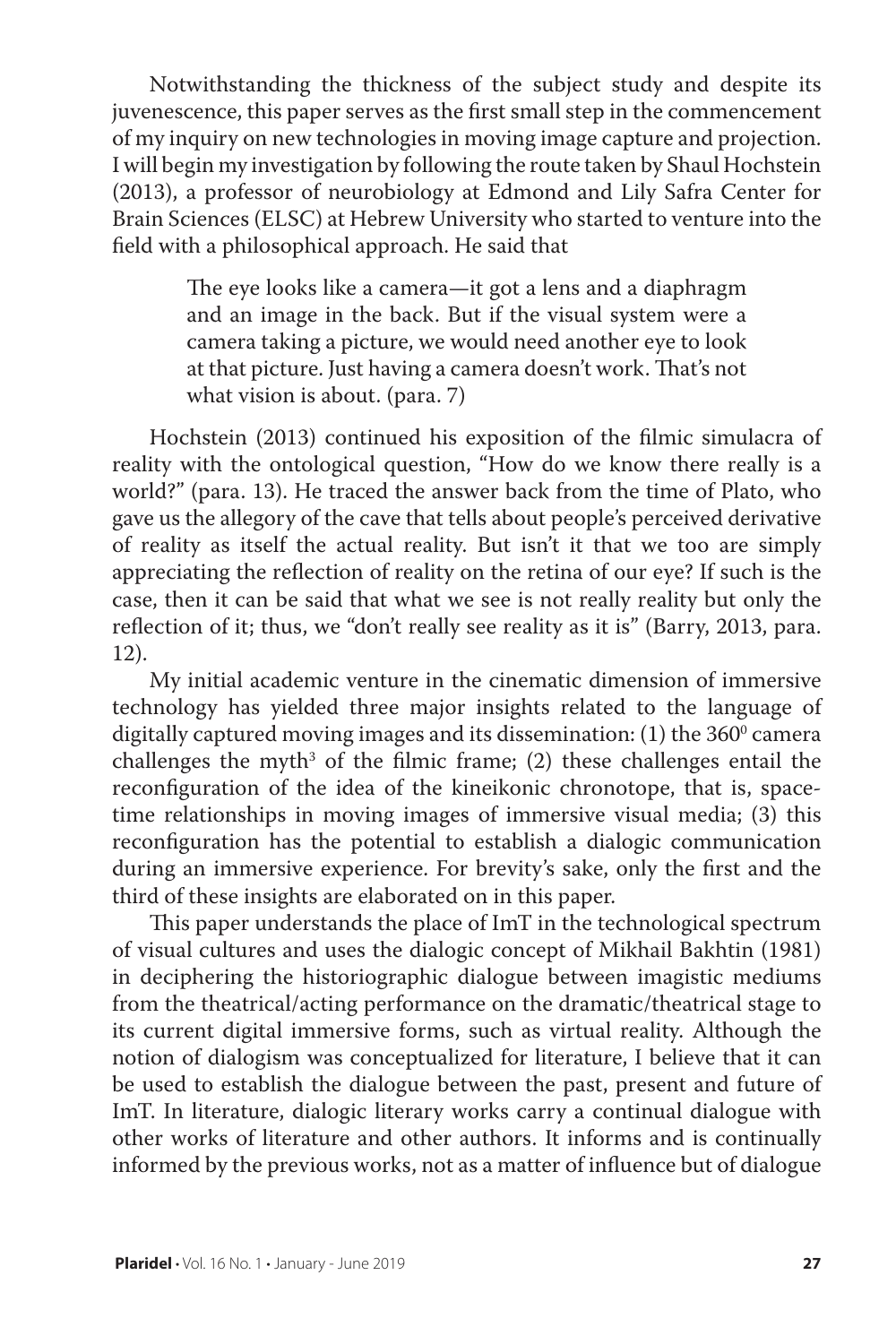Notwithstanding the thickness of the subject study and despite its juvenescence, this paper serves as the first small step in the commencement of my inquiry on new technologies in moving image capture and projection. I will begin my investigation by following the route taken by Shaul Hochstein (2013), a professor of neurobiology at Edmond and Lily Safra Center for Brain Sciences (ELSC) at Hebrew University who started to venture into the field with a philosophical approach. He said that

> The eye looks like a camera—it got a lens and a diaphragm and an image in the back. But if the visual system were a camera taking a picture, we would need another eye to look at that picture. Just having a camera doesn't work. That's not what vision is about. (para. 7)

Hochstein (2013) continued his exposition of the filmic simulacra of reality with the ontological question, "How do we know there really is a world?" (para. 13). He traced the answer back from the time of Plato, who gave us the allegory of the cave that tells about people's perceived derivative of reality as itself the actual reality. But isn't it that we too are simply appreciating the reflection of reality on the retina of our eye? If such is the case, then it can be said that what we see is not really reality but only the reflection of it; thus, we "don't really see reality as it is" (Barry, 2013, para. 12).

My initial academic venture in the cinematic dimension of immersive technology has yielded three major insights related to the language of digitally captured moving images and its dissemination: (1) the $360^0$ camera challenges the myth[3] of the filmic frame; (2) these challenges entail the reconfiguration of the idea of the kineikonic chronotope, that is, space-time relationships in moving images of immersive visual media; (3) this reconfiguration has the potential to establish a dialogic communication during an immersive experience. For brevity's sake, only the first and the third of these insights are elaborated on in this paper.

This paper understands the place of ImT in the technological spectrum of visual cultures and uses the dialogic concept of Mikhail Bakhtin (1981) in deciphering the historiographic dialogue between imagistic mediums from the theatrical/acting performance on the dramatic/theatrical stage to its current digital immersive forms, such as virtual reality. Although the notion of dialogism was conceptualized for literature, I believe that it can be used to establish the dialogue between the past, present and future of ImT. In literature, dialogic literary works carry a continual dialogue with other works of literature and other authors. It informs and is continually informed by the previous works, not as a matter of influence but of dialogue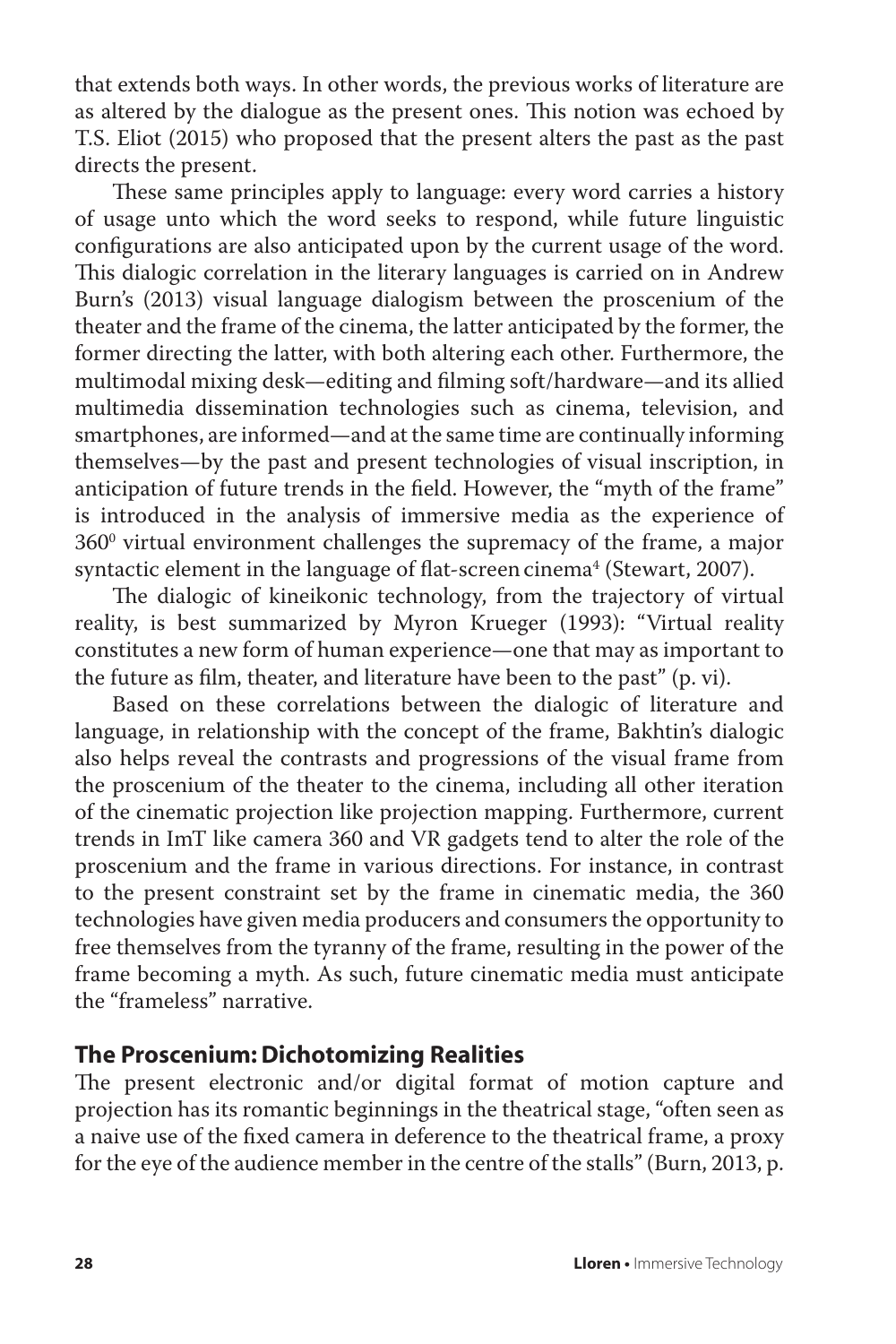that extends both ways. In other words, the previous works of literature are as altered by the dialogue as the present ones. This notion was echoed by T.S. Eliot (2015) who proposed that the present alters the past as the past directs the present.

These same principles apply to language: every word carries a history of usage unto which the word seeks to respond, while future linguistic configurations are also anticipated upon by the current usage of the word. This dialogic correlation in the literary languages is carried on in Andrew Burn's (2013) visual language dialogism between the proscenium of the theater and the frame of the cinema, the latter anticipated by the former, the former directing the latter, with both altering each other. Furthermore, the multimodal mixing desk—editing and filming soft/hardware—and its allied multimedia dissemination technologies such as cinema, television, and smartphones, are informed—and at the same time are continually informing themselves—by the past and present technologies of visual inscription, in anticipation of future trends in the field. However, the "myth of the frame" is introduced in the analysis of immersive media as the experience of $360^0$ virtual environment challenges the supremacy of the frame, a major syntactic element in the language of flat-screen cinema[4] (Stewart, 2007).

The dialogic of kineikonic technology, from the trajectory of virtual reality, is best summarized by Myron Krueger (1993): "Virtual reality constitutes a new form of human experience—one that may as important to the future as film, theater, and literature have been to the past" (p. vi).

Based on these correlations between the dialogic of literature and language, in relationship with the concept of the frame, Bakhtin's dialogic also helps reveal the contrasts and progressions of the visual frame from the proscenium of the theater to the cinema, including all other iteration of the cinematic projection like projection mapping. Furthermore, current trends in ImT like camera 360 and VR gadgets tend to alter the role of the proscenium and the frame in various directions. For instance, in contrast to the present constraint set by the frame in cinematic media, the 360 technologies have given media producers and consumers the opportunity to free themselves from the tyranny of the frame, resulting in the power of the frame becoming a myth. As such, future cinematic media must anticipate the "frameless" narrative.

## The Proscenium: Dichotomizing Realities

The present electronic and/or digital format of motion capture and projection has its romantic beginnings in the theatrical stage, "often seen as a naive use of the fixed camera in deference to the theatrical frame, a proxy for the eye of the audience member in the centre of the stalls" (Burn, 2013, p.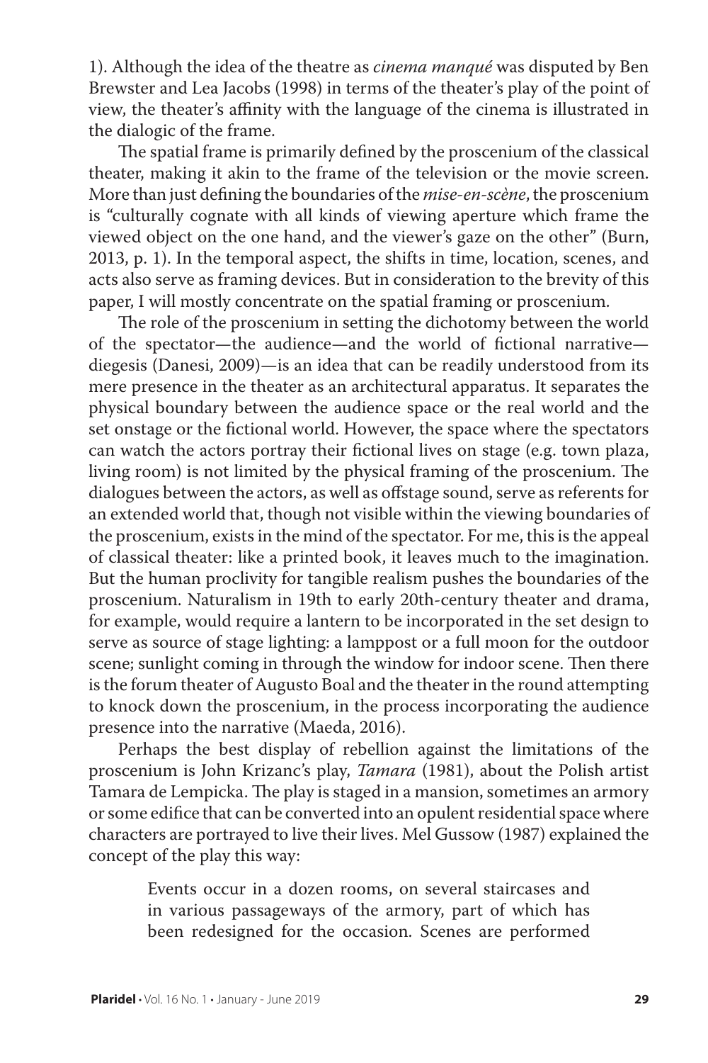1). Although the idea of the theatre as *cinema manqué* was disputed by Ben Brewster and Lea Jacobs (1998) in terms of the theater's play of the point of view, the theater's affinity with the language of the cinema is illustrated in the dialogic of the frame.

The spatial frame is primarily defined by the proscenium of the classical theater, making it akin to the frame of the television or the movie screen. More than just defining the boundaries of the *mise-en-scène*, the proscenium is "culturally cognate with all kinds of viewing aperture which frame the viewed object on the one hand, and the viewer's gaze on the other" (Burn, 2013, p. 1). In the temporal aspect, the shifts in time, location, scenes, and acts also serve as framing devices. But in consideration to the brevity of this paper, I will mostly concentrate on the spatial framing or proscenium.

The role of the proscenium in setting the dichotomy between the world of the spectator—the audience—and the world of fictional narrative—diegesis (Danesi, 2009)—is an idea that can be readily understood from its mere presence in the theater as an architectural apparatus. It separates the physical boundary between the audience space or the real world and the set onstage or the fictional world. However, the space where the spectators can watch the actors portray their fictional lives on stage (e.g. town plaza, living room) is not limited by the physical framing of the proscenium. The dialogues between the actors, as well as offstage sound, serve as referents for an extended world that, though not visible within the viewing boundaries of the proscenium, exists in the mind of the spectator. For me, this is the appeal of classical theater: like a printed book, it leaves much to the imagination. But the human proclivity for tangible realism pushes the boundaries of the proscenium. Naturalism in 19th to early 20th-century theater and drama, for example, would require a lantern to be incorporated in the set design to serve as source of stage lighting: a lamppost or a full moon for the outdoor scene; sunlight coming in through the window for indoor scene. Then there is the forum theater of Augusto Boal and the theater in the round attempting to knock down the proscenium, in the process incorporating the audience presence into the narrative (Maeda, 2016).

Perhaps the best display of rebellion against the limitations of the proscenium is John Krizanc's play, *Tamara* (1981), about the Polish artist Tamara de Lempicka. The play is staged in a mansion, sometimes an armory or some edifice that can be converted into an opulent residential space where characters are portrayed to live their lives. Mel Gussow (1987) explained the concept of the play this way:

> Events occur in a dozen rooms, on several staircases and in various passageways of the armory, part of which has been redesigned for the occasion. Scenes are performed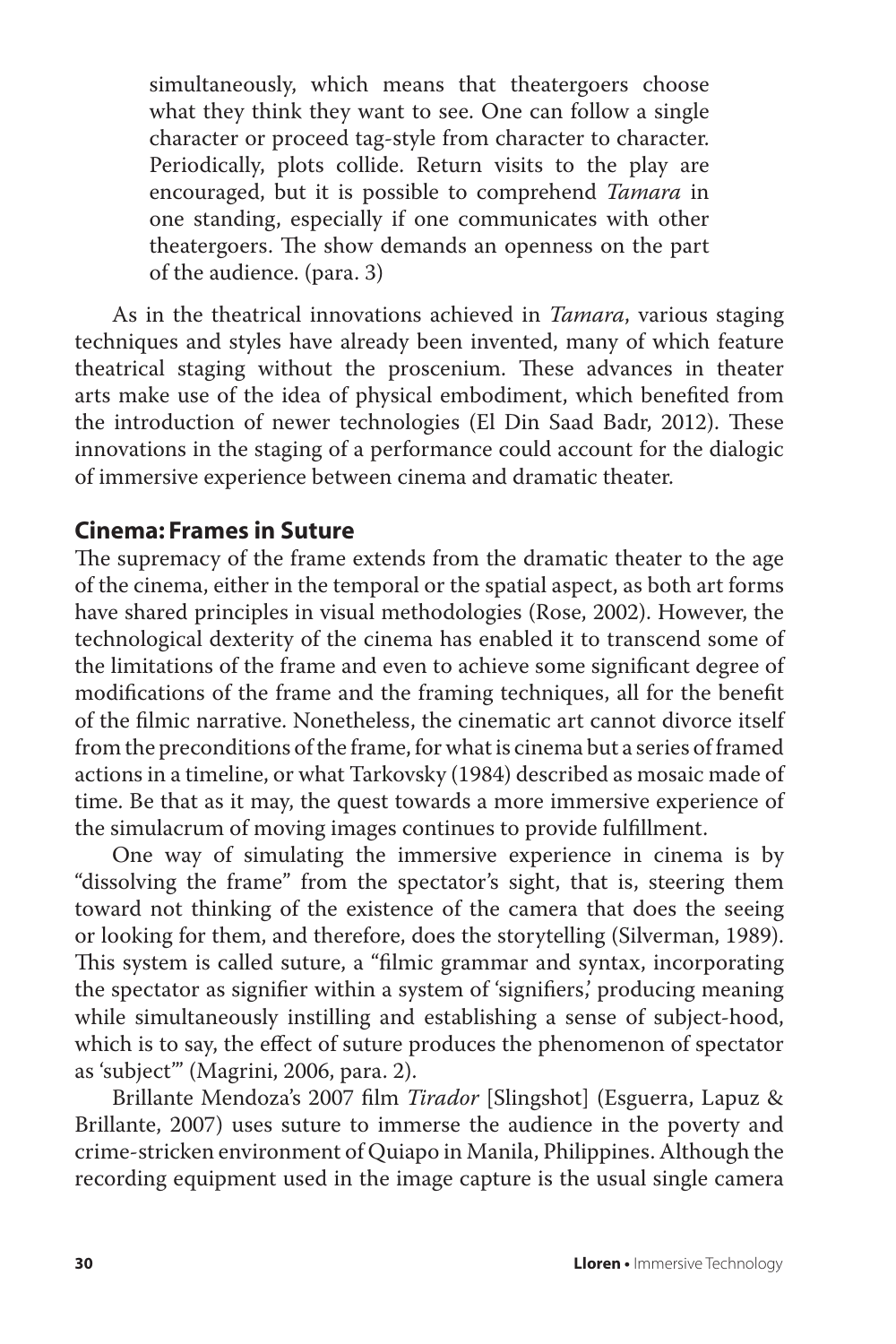> simultaneously, which means that theatergoers choose what they think they want to see. One can follow a single character or proceed tag-style from character to character. Periodically, plots collide. Return visits to the play are encouraged, but it is possible to comprehend *Tamara* in one standing, especially if one communicates with other theatergoers. The show demands an openness on the part of the audience. (para. 3)

As in the theatrical innovations achieved in *Tamara*, various staging techniques and styles have already been invented, many of which feature theatrical staging without the proscenium. These advances in theater arts make use of the idea of physical embodiment, which benefited from the introduction of newer technologies (El Din Saad Badr, 2012). These innovations in the staging of a performance could account for the dialogic of immersive experience between cinema and dramatic theater.

## Cinema: Frames in Suture

The supremacy of the frame extends from the dramatic theater to the age of the cinema, either in the temporal or the spatial aspect, as both art forms have shared principles in visual methodologies (Rose, 2002). However, the technological dexterity of the cinema has enabled it to transcend some of the limitations of the frame and even to achieve some significant degree of modifications of the frame and the framing techniques, all for the benefit of the filmic narrative. Nonetheless, the cinematic art cannot divorce itself from the preconditions of the frame, for what is cinema but a series of framed actions in a timeline, or what Tarkovsky (1984) described as mosaic made of time. Be that as it may, the quest towards a more immersive experience of the simulacrum of moving images continues to provide fulfillment.

One way of simulating the immersive experience in cinema is by "dissolving the frame" from the spectator's sight, that is, steering them toward not thinking of the existence of the camera that does the seeing or looking for them, and therefore, does the storytelling (Silverman, 1989). This system is called suture, a "filmic grammar and syntax, incorporating the spectator as signifier within a system of 'signifiers,' producing meaning while simultaneously instilling and establishing a sense of subject-hood, which is to say, the effect of suture produces the phenomenon of spectator as 'subject'" (Magrini, 2006, para. 2).

Brillante Mendoza's 2007 film *Tirador* [Slingshot] (Esguerra, Lapuz & Brillante, 2007) uses suture to immerse the audience in the poverty and crime-stricken environment of Quiapo in Manila, Philippines. Although the recording equipment used in the image capture is the usual single camera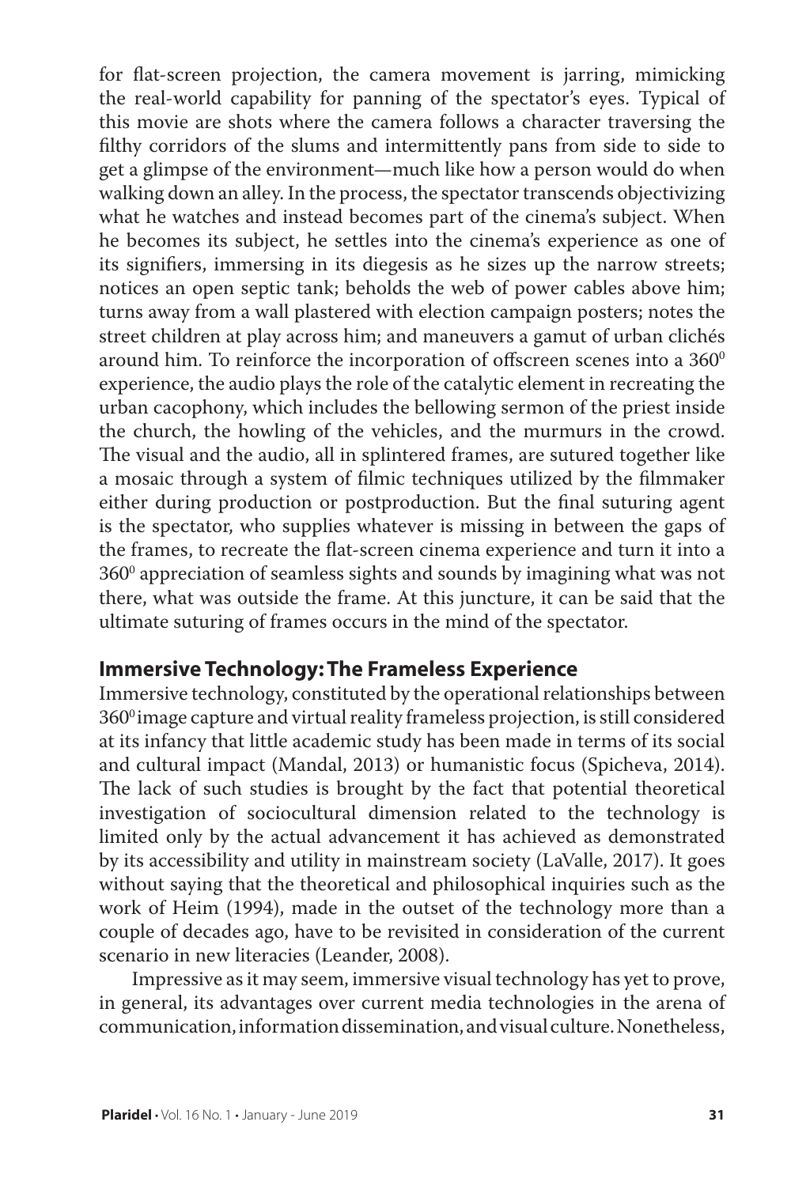for flat-screen projection, the camera movement is jarring, mimicking the real-world capability for panning of the spectator's eyes. Typical of this movie are shots where the camera follows a character traversing the filthy corridors of the slums and intermittently pans from side to side to get a glimpse of the environment—much like how a person would do when walking down an alley. In the process, the spectator transcends objectivizing what he watches and instead becomes part of the cinema's subject. When he becomes its subject, he settles into the cinema's experience as one of its signifiers, immersing in its diegesis as he sizes up the narrow streets; notices an open septic tank; beholds the web of power cables above him; turns away from a wall plastered with election campaign posters; notes the street children at play across him; and maneuvers a gamut of urban clichés around him. To reinforce the incorporation of offscreen scenes into a $360^0$ experience, the audio plays the role of the catalytic element in recreating the urban cacophony, which includes the bellowing sermon of the priest inside the church, the howling of the vehicles, and the murmurs in the crowd. The visual and the audio, all in splintered frames, are sutured together like a mosaic through a system of filmic techniques utilized by the filmmaker either during production or postproduction. But the final suturing agent is the spectator, who supplies whatever is missing in between the gaps of the frames, to recreate the flat-screen cinema experience and turn it into a $360^0$ appreciation of seamless sights and sounds by imagining what was not there, what was outside the frame. At this juncture, it can be said that the ultimate suturing of frames occurs in the mind of the spectator.

## Immersive Technology: The Frameless Experience

Immersive technology, constituted by the operational relationships between $360^0$ image capture and virtual reality frameless projection, is still considered at its infancy that little academic study has been made in terms of its social and cultural impact (Mandal, 2013) or humanistic focus (Spicheva, 2014). The lack of such studies is brought by the fact that potential theoretical investigation of sociocultural dimension related to the technology is limited only by the actual advancement it has achieved as demonstrated by its accessibility and utility in mainstream society (LaValle, 2017). It goes without saying that the theoretical and philosophical inquiries such as the work of Heim (1994), made in the outset of the technology more than a couple of decades ago, have to be revisited in consideration of the current scenario in new literacies (Leander, 2008).

Impressive as it may seem, immersive visual technology has yet to prove, in general, its advantages over current media technologies in the arena of communication, information dissemination, and visual culture. Nonetheless,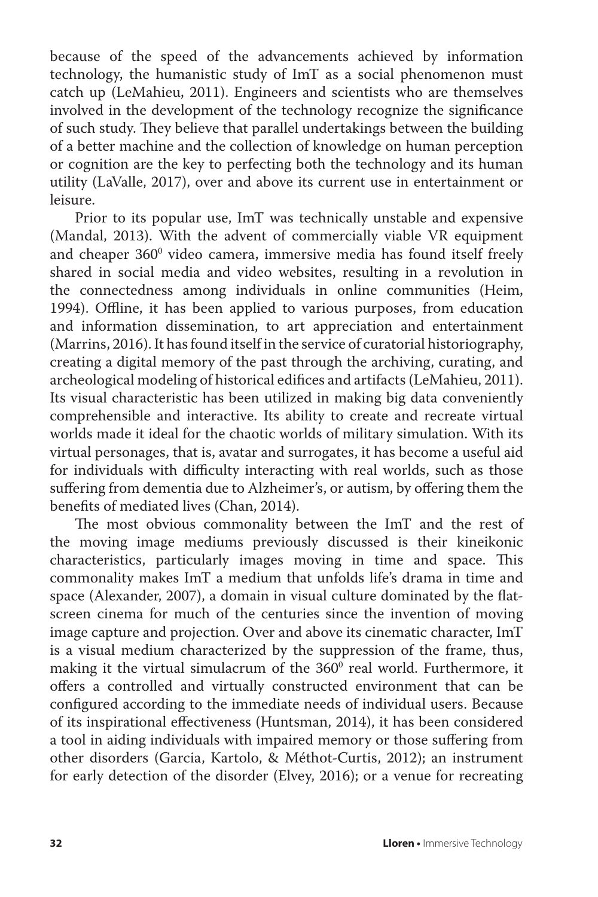because of the speed of the advancements achieved by information technology, the humanistic study of ImT as a social phenomenon must catch up (LeMahieu, 2011). Engineers and scientists who are themselves involved in the development of the technology recognize the significance of such study. They believe that parallel undertakings between the building of a better machine and the collection of knowledge on human perception or cognition are the key to perfecting both the technology and its human utility (LaValle, 2017), over and above its current use in entertainment or leisure.

Prior to its popular use, ImT was technically unstable and expensive (Mandal, 2013). With the advent of commercially viable VR equipment and cheaper $360^0$ video camera, immersive media has found itself freely shared in social media and video websites, resulting in a revolution in the connectedness among individuals in online communities (Heim, 1994). Offline, it has been applied to various purposes, from education and information dissemination, to art appreciation and entertainment (Marrins, 2016). It has found itself in the service of curatorial historiography, creating a digital memory of the past through the archiving, curating, and archeological modeling of historical edifices and artifacts (LeMahieu, 2011). Its visual characteristic has been utilized in making big data conveniently comprehensible and interactive. Its ability to create and recreate virtual worlds made it ideal for the chaotic worlds of military simulation. With its virtual personages, that is, avatar and surrogates, it has become a useful aid for individuals with difficulty interacting with real worlds, such as those suffering from dementia due to Alzheimer's, or autism, by offering them the benefits of mediated lives (Chan, 2014).

The most obvious commonality between the ImT and the rest of the moving image mediums previously discussed is their kineikonic characteristics, particularly images moving in time and space. This commonality makes ImT a medium that unfolds life's drama in time and space (Alexander, 2007), a domain in visual culture dominated by the flat-screen cinema for much of the centuries since the invention of moving image capture and projection. Over and above its cinematic character, ImT is a visual medium characterized by the suppression of the frame, thus, making it the virtual simulacrum of the $360^0$ real world. Furthermore, it offers a controlled and virtually constructed environment that can be configured according to the immediate needs of individual users. Because of its inspirational effectiveness (Huntsman, 2014), it has been considered a tool in aiding individuals with impaired memory or those suffering from other disorders (Garcia, Kartolo, & Méthot-Curtis, 2012); an instrument for early detection of the disorder (Elvey, 2016); or a venue for recreating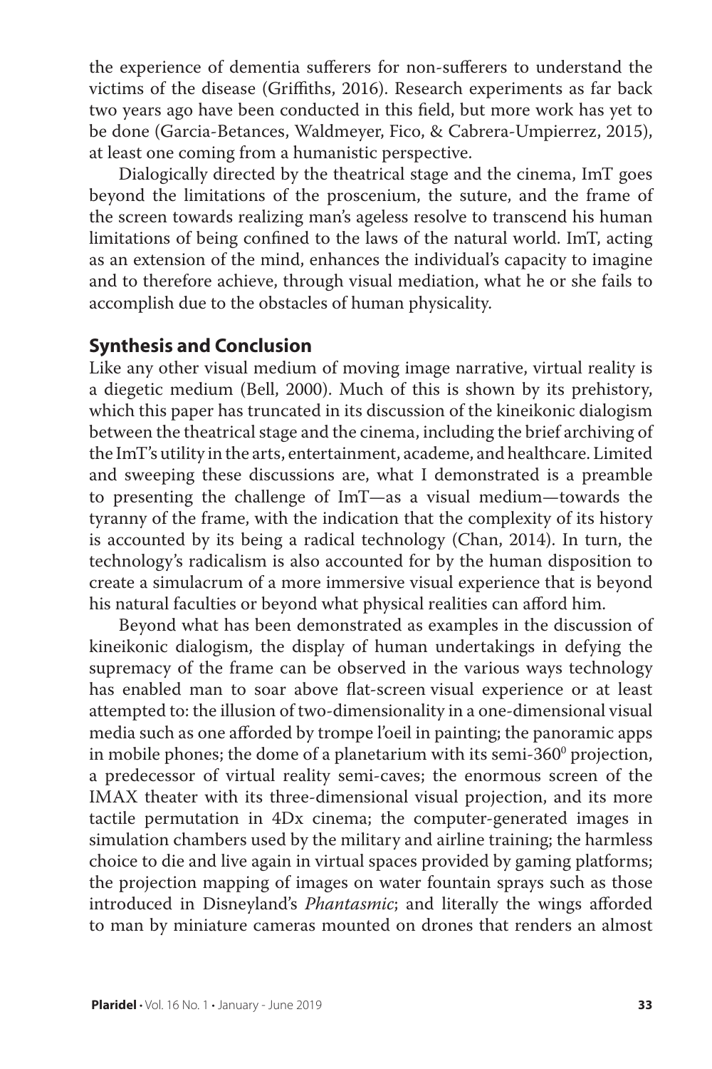the experience of dementia sufferers for non-sufferers to understand the victims of the disease (Griffiths, 2016). Research experiments as far back two years ago have been conducted in this field, but more work has yet to be done (Garcia-Betances, Waldmeyer, Fico, & Cabrera-Umpierrez, 2015), at least one coming from a humanistic perspective.

Dialogically directed by the theatrical stage and the cinema, ImT goes beyond the limitations of the proscenium, the suture, and the frame of the screen towards realizing man's ageless resolve to transcend his human limitations of being confined to the laws of the natural world. ImT, acting as an extension of the mind, enhances the individual's capacity to imagine and to therefore achieve, through visual mediation, what he or she fails to accomplish due to the obstacles of human physicality.

## Synthesis and Conclusion

Like any other visual medium of moving image narrative, virtual reality is a diegetic medium (Bell, 2000). Much of this is shown by its prehistory, which this paper has truncated in its discussion of the kineikonic dialogism between the theatrical stage and the cinema, including the brief archiving of the ImT's utility in the arts, entertainment, academe, and healthcare. Limited and sweeping these discussions are, what I demonstrated is a preamble to presenting the challenge of ImT—as a visual medium—towards the tyranny of the frame, with the indication that the complexity of its history is accounted by its being a radical technology (Chan, 2014). In turn, the technology's radicalism is also accounted for by the human disposition to create a simulacrum of a more immersive visual experience that is beyond his natural faculties or beyond what physical realities can afford him.

Beyond what has been demonstrated as examples in the discussion of kineikonic dialogism, the display of human undertakings in defying the supremacy of the frame can be observed in the various ways technology has enabled man to soar above flat-screen visual experience or at least attempted to: the illusion of two-dimensionality in a one-dimensional visual media such as one afforded by trompe l'oeil in painting; the panoramic apps in mobile phones; the dome of a planetarium with its semi-360$^0$ projection, a predecessor of virtual reality semi-caves; the enormous screen of the IMAX theater with its three-dimensional visual projection, and its more tactile permutation in 4Dx cinema; the computer-generated images in simulation chambers used by the military and airline training; the harmless choice to die and live again in virtual spaces provided by gaming platforms; the projection mapping of images on water fountain sprays such as those introduced in Disneyland's *Phantasmic*; and literally the wings afforded to man by miniature cameras mounted on drones that renders an almost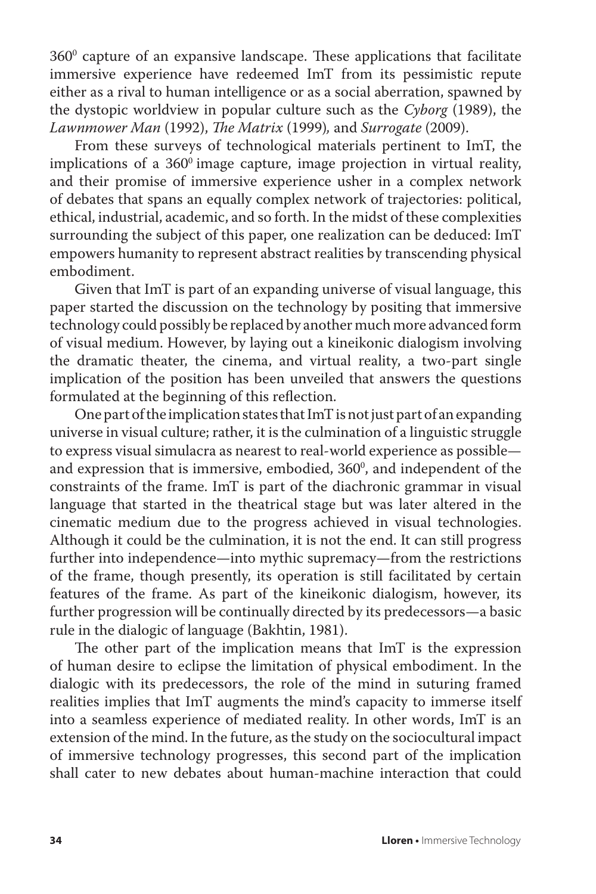$360^0$ capture of an expansive landscape. These applications that facilitate immersive experience have redeemed ImT from its pessimistic repute either as a rival to human intelligence or as a social aberration, spawned by the dystopic worldview in popular culture such as the *Cyborg* (1989), the *Lawnmower Man* (1992), *The Matrix* (1999), and *Surrogate* (2009).

From these surveys of technological materials pertinent to ImT, the implications of a $360^0$ image capture, image projection in virtual reality, and their promise of immersive experience usher in a complex network of debates that spans an equally complex network of trajectories: political, ethical, industrial, academic, and so forth. In the midst of these complexities surrounding the subject of this paper, one realization can be deduced: ImT empowers humanity to represent abstract realities by transcending physical embodiment.

Given that ImT is part of an expanding universe of visual language, this paper started the discussion on the technology by positing that immersive technology could possibly be replaced by another much more advanced form of visual medium. However, by laying out a kineikonic dialogism involving the dramatic theater, the cinema, and virtual reality, a two-part single implication of the position has been unveiled that answers the questions formulated at the beginning of this reflection.

One part of the implication states that ImT is not just part of an expanding universe in visual culture; rather, it is the culmination of a linguistic struggle to express visual simulacra as nearest to real-world experience as possible—and expression that is immersive, embodied, $360^0$, and independent of the constraints of the frame. ImT is part of the diachronic grammar in visual language that started in the theatrical stage but was later altered in the cinematic medium due to the progress achieved in visual technologies. Although it could be the culmination, it is not the end. It can still progress further into independence—into mythic supremacy—from the restrictions of the frame, though presently, its operation is still facilitated by certain features of the frame. As part of the kineikonic dialogism, however, its further progression will be continually directed by its predecessors—a basic rule in the dialogic of language (Bakhtin, 1981).

The other part of the implication means that ImT is the expression of human desire to eclipse the limitation of physical embodiment. In the dialogic with its predecessors, the role of the mind in suturing framed realities implies that ImT augments the mind's capacity to immerse itself into a seamless experience of mediated reality. In other words, ImT is an extension of the mind. In the future, as the study on the sociocultural impact of immersive technology progresses, this second part of the implication shall cater to new debates about human-machine interaction that could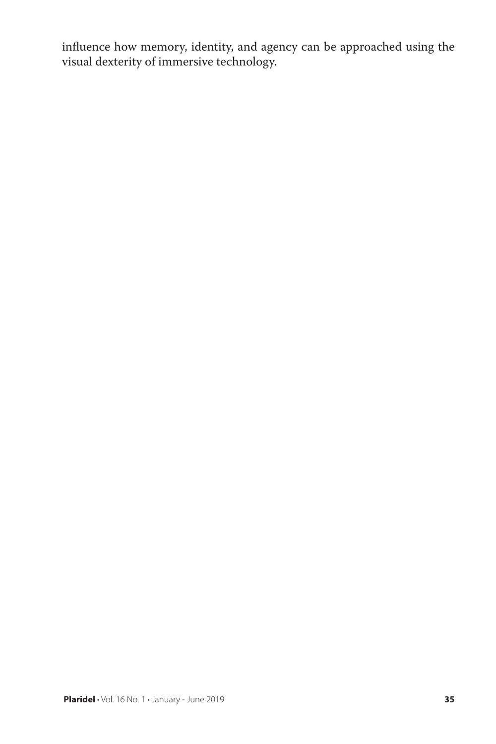influence how memory, identity, and agency can be approached using the visual dexterity of immersive technology.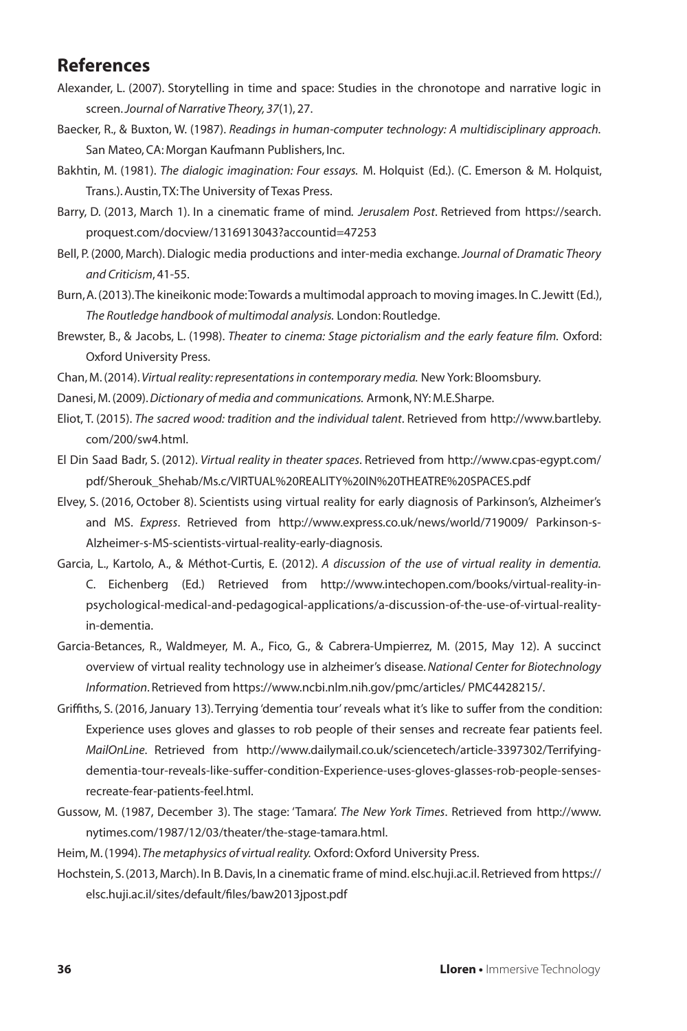## References

Alexander, L. (2007). Storytelling in time and space: Studies in the chronotope and narrative logic in screen. *Journal of Narrative Theory, 37*(1), 27.

Baecker, R., & Buxton, W. (1987). *Readings in human-computer technology: A multidisciplinary approach.* San Mateo, CA: Morgan Kaufmann Publishers, Inc.

Bakhtin, M. (1981). *The dialogic imagination: Four essays.* M. Holquist (Ed.). (C. Emerson & M. Holquist, Trans.). Austin, TX: The University of Texas Press.

Barry, D. (2013, March 1). In a cinematic frame of mind. *Jerusalem Post*. Retrieved from https://search.proquest.com/docview/1316913043?accountid=47253

Bell, P. (2000, March). Dialogic media productions and inter-media exchange. *Journal of Dramatic Theory and Criticism*, 41-55.

Burn, A. (2013). The kineikonic mode: Towards a multimodal approach to moving images. In C. Jewitt (Ed.), *The Routledge handbook of multimodal analysis.* London: Routledge.

Brewster, B., & Jacobs, L. (1998). *Theater to cinema: Stage pictorialism and the early feature film.* Oxford: Oxford University Press.

Chan, M. (2014). *Virtual reality: representations in contemporary media.* New York: Bloomsbury.

Danesi, M. (2009). *Dictionary of media and communications.* Armonk, NY: M.E.Sharpe.

Eliot, T. (2015). *The sacred wood: tradition and the individual talent*. Retrieved from http://www.bartleby.com/200/sw4.html.

El Din Saad Badr, S. (2012). *Virtual reality in theater spaces*. Retrieved from http://www.cpas-egypt.com/pdf/Sherouk_Shehab/Ms.c/VIRTUAL%20REALITY%20IN%20THEATRE%20SPACES.pdf

Elvey, S. (2016, October 8). Scientists using virtual reality for early diagnosis of Parkinson's, Alzheimer's and MS. *Express*. Retrieved from http://www.express.co.uk/news/world/719009/ Parkinson-s-Alzheimer-s-MS-scientists-virtual-reality-early-diagnosis.

Garcia, L., Kartolo, A., & Méthot-Curtis, E. (2012). *A discussion of the use of virtual reality in dementia.* C. Eichenberg (Ed.) Retrieved from http://www.intechopen.com/books/virtual-reality-in-psychological-medical-and-pedagogical-applications/a-discussion-of-the-use-of-virtual-reality-in-dementia.

Garcia-Betances, R., Waldmeyer, M. A., Fico, G., & Cabrera-Umpierrez, M. (2015, May 12). A succinct overview of virtual reality technology use in alzheimer's disease. *National Center for Biotechnology Information*. Retrieved from https://www.ncbi.nlm.nih.gov/pmc/articles/ PMC4428215/.

Griffiths, S. (2016, January 13). Terrying 'dementia tour' reveals what it's like to suffer from the condition: Experience uses gloves and glasses to rob people of their senses and recreate fear patients feel. *MailOnLine*. Retrieved from http://www.dailymail.co.uk/sciencetech/article-3397302/Terrifying-dementia-tour-reveals-like-suffer-condition-Experience-uses-gloves-glasses-rob-people-senses-recreate-fear-patients-feel.html.

Gussow, M. (1987, December 3). The stage: 'Tamara'. *The New York Times*. Retrieved from http://www.nytimes.com/1987/12/03/theater/the-stage-tamara.html.

Heim, M. (1994). *The metaphysics of virtual reality.* Oxford: Oxford University Press.

Hochstein, S. (2013, March). In B. Davis, In a cinematic frame of mind. elsc.huji.ac.il. Retrieved from https://elsc.huji.ac.il/sites/default/files/baw2013jpost.pdf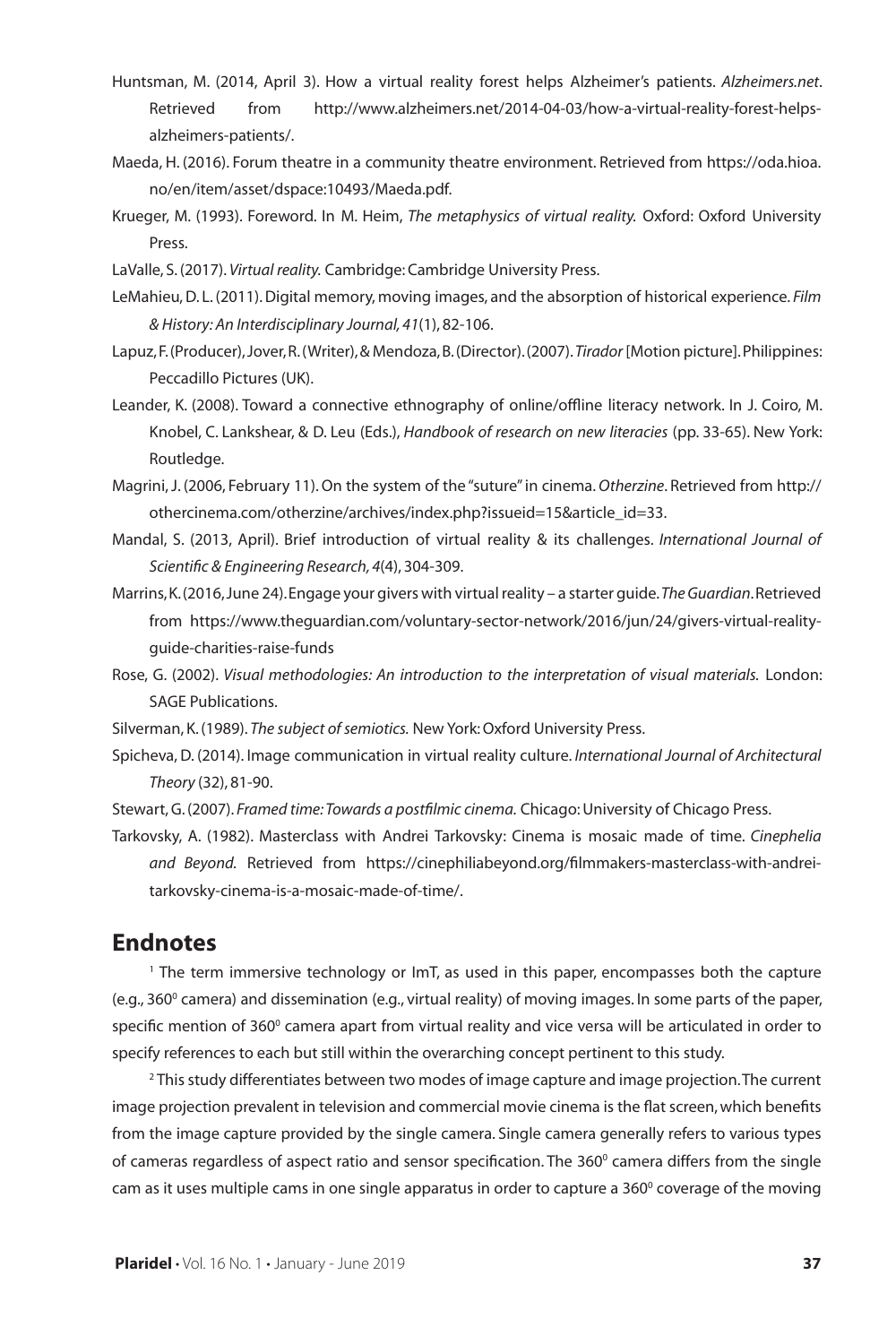Huntsman, M. (2014, April 3). How a virtual reality forest helps Alzheimer's patients. *Alzheimers.net*. Retrieved from http://www.alzheimers.net/2014-04-03/how-a-virtual-reality-forest-helps-alzheimers-patients/.

Maeda, H. (2016). Forum theatre in a community theatre environment. Retrieved from https://oda.hioa.no/en/item/asset/dspace:10493/Maeda.pdf.

Krueger, M. (1993). Foreword. In M. Heim, *The metaphysics of virtual reality.* Oxford: Oxford University Press.

LaValle, S. (2017). *Virtual reality.* Cambridge: Cambridge University Press.

LeMahieu, D. L. (2011). Digital memory, moving images, and the absorption of historical experience. *Film & History: An Interdisciplinary Journal, 41*(1), 82-106.

Lapuz, F. (Producer), Jover, R. (Writer), & Mendoza, B. (Director). (2007). *Tirador* [Motion picture]. Philippines: Peccadillo Pictures (UK).

Leander, K. (2008). Toward a connective ethnography of online/offline literacy network. In J. Coiro, M. Knobel, C. Lankshear, & D. Leu (Eds.), *Handbook of research on new literacies* (pp. 33-65). New York: Routledge.

Magrini, J. (2006, February 11). On the system of the "suture" in cinema. *Otherzine*. Retrieved from http://othercinema.com/otherzine/archives/index.php?issueid=15&article_id=33.

Mandal, S. (2013, April). Brief introduction of virtual reality & its challenges. *International Journal of Scientific & Engineering Research, 4*(4), 304-309.

Marrins, K. (2016, June 24). Engage your givers with virtual reality – a starter guide. *The Guardian*. Retrieved from https://www.theguardian.com/voluntary-sector-network/2016/jun/24/givers-virtual-reality-guide-charities-raise-funds

Rose, G. (2002). *Visual methodologies: An introduction to the interpretation of visual materials.* London: SAGE Publications.

Silverman, K. (1989). *The subject of semiotics.* New York: Oxford University Press.

Spicheva, D. (2014). Image communication in virtual reality culture. *International Journal of Architectural Theory* (32), 81-90.

Stewart, G. (2007). *Framed time: Towards a postfilmic cinema.* Chicago: University of Chicago Press.

Tarkovsky, A. (1982). Masterclass with Andrei Tarkovsky: Cinema is mosaic made of time. *Cinephelia and Beyond.* Retrieved from https://cinephiliabeyond.org/filmmakers-masterclass-with-andrei-tarkovsky-cinema-is-a-mosaic-made-of-time/.

## Endnotes

[1] The term immersive technology or ImT, as used in this paper, encompasses both the capture (e.g., 360$^0$ camera) and dissemination (e.g., virtual reality) of moving images. In some parts of the paper, specific mention of 360$^0$ camera apart from virtual reality and vice versa will be articulated in order to specify references to each but still within the overarching concept pertinent to this study.

[2] This study differentiates between two modes of image capture and image projection. The current image projection prevalent in television and commercial movie cinema is the flat screen, which benefits from the image capture provided by the single camera. Single camera generally refers to various types of cameras regardless of aspect ratio and sensor specification. The 360$^0$ camera differs from the single cam as it uses multiple cams in one single apparatus in order to capture a 360$^0$ coverage of the moving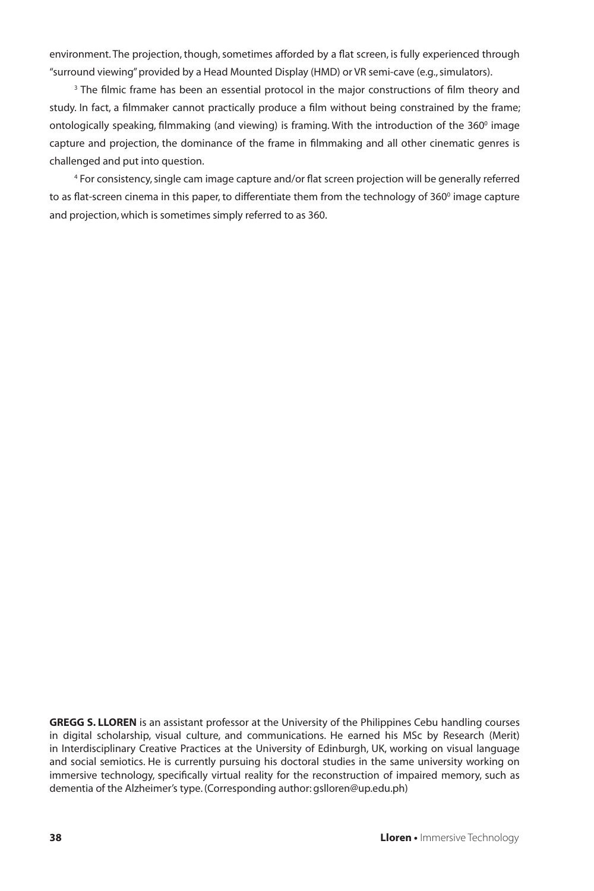environment. The projection, though, sometimes afforded by a flat screen, is fully experienced through "surround viewing" provided by a Head Mounted Display (HMD) or VR semi-cave (e.g., simulators).

[3] The filmic frame has been an essential protocol in the major constructions of film theory and study. In fact, a filmmaker cannot practically produce a film without being constrained by the frame; ontologically speaking, filmmaking (and viewing) is framing. With the introduction of the $360^0$ image capture and projection, the dominance of the frame in filmmaking and all other cinematic genres is challenged and put into question.

[4] For consistency, single cam image capture and/or flat screen projection will be generally referred to as flat-screen cinema in this paper, to differentiate them from the technology of $360^0$ image capture and projection, which is sometimes simply referred to as 360.

**GREGG S. LLOREN** is an assistant professor at the University of the Philippines Cebu handling courses in digital scholarship, visual culture, and communications. He earned his MSc by Research (Merit) in Interdisciplinary Creative Practices at the University of Edinburgh, UK, working on visual language and social semiotics. He is currently pursuing his doctoral studies in the same university working on immersive technology, specifically virtual reality for the reconstruction of impaired memory, such as dementia of the Alzheimer's type. (Corresponding author: gslloren@up.edu.ph)